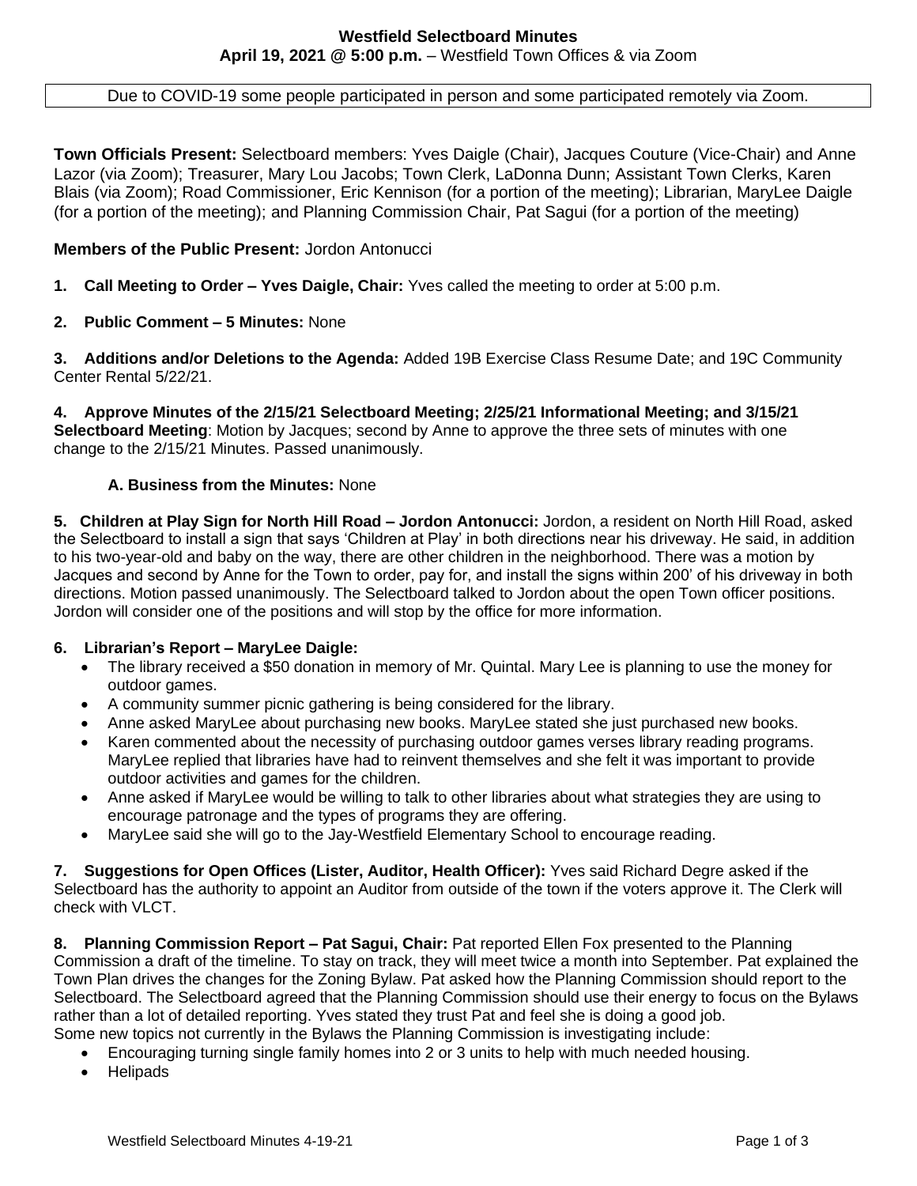# Westfield Selectboard Minutes

**April 19, 2021 @ 5:00 p.m.** – Westfield Town Offices & via Zoom

Due to COVID-19 some people participated in person and some participated remotely via Zoom.

**Town Officials Present:** Selectboard members: Yves Daigle (Chair), Jacques Couture (Vice-Chair) and Anne Lazor (via Zoom); Treasurer, Mary Lou Jacobs; Town Clerk, LaDonna Dunn; Assistant Town Clerks, Karen Blais (via Zoom); Road Commissioner, Eric Kennison (for a portion of the meeting); Librarian, MaryLee Daigle (for a portion of the meeting); and Planning Commission Chair, Pat Sagui (for a portion of the meeting)

**Members of the Public Present:** Jordon Antonucci

**1. Call Meeting to Order – Yves Daigle, Chair:** Yves called the meeting to order at 5:00 p.m.

**2. Public Comment – 5 Minutes:** None

**3. Additions and/or Deletions to the Agenda:** Added 19B Exercise Class Resume Date; and 19C Community Center Rental 5/22/21.

**4. Approve Minutes of the 2/15/21 Selectboard Meeting; 2/25/21 Informational Meeting; and 3/15/21 Selectboard Meeting**: Motion by Jacques; second by Anne to approve the three sets of minutes with one change to the 2/15/21 Minutes. Passed unanimously.

**A. Business from the Minutes:** None

**5. Children at Play Sign for North Hill Road – Jordon Antonucci:** Jordon, a resident on North Hill Road, asked the Selectboard to install a sign that says 'Children at Play' in both directions near his driveway. He said, in addition to his two-year-old and baby on the way, there are other children in the neighborhood. There was a motion by Jacques and second by Anne for the Town to order, pay for, and install the signs within 200' of his driveway in both directions. Motion passed unanimously. The Selectboard talked to Jordon about the open Town officer positions. Jordon will consider one of the positions and will stop by the office for more information.

**6. Librarian's Report – MaryLee Daigle:**

- The library received a $50 donation in memory of Mr. Quintal. Mary Lee is planning to use the money for outdoor games.
- A community summer picnic gathering is being considered for the library.
- Anne asked MaryLee about purchasing new books. MaryLee stated she just purchased new books.
- Karen commented about the necessity of purchasing outdoor games verses library reading programs. MaryLee replied that libraries have had to reinvent themselves and she felt it was important to provide outdoor activities and games for the children.
- Anne asked if MaryLee would be willing to talk to other libraries about what strategies they are using to encourage patronage and the types of programs they are offering.
- MaryLee said she will go to the Jay-Westfield Elementary School to encourage reading.

**7. Suggestions for Open Offices (Lister, Auditor, Health Officer):** Yves said Richard Degre asked if the Selectboard has the authority to appoint an Auditor from outside of the town if the voters approve it. The Clerk will check with VLCT.

**8. Planning Commission Report – Pat Sagui, Chair:** Pat reported Ellen Fox presented to the Planning Commission a draft of the timeline. To stay on track, they will meet twice a month into September. Pat explained the Town Plan drives the changes for the Zoning Bylaw. Pat asked how the Planning Commission should report to the Selectboard. The Selectboard agreed that the Planning Commission should use their energy to focus on the Bylaws rather than a lot of detailed reporting. Yves stated they trust Pat and feel she is doing a good job.
Some new topics not currently in the Bylaws the Planning Commission is investigating include:

- Encouraging turning single family homes into 2 or 3 units to help with much needed housing.
- Helipads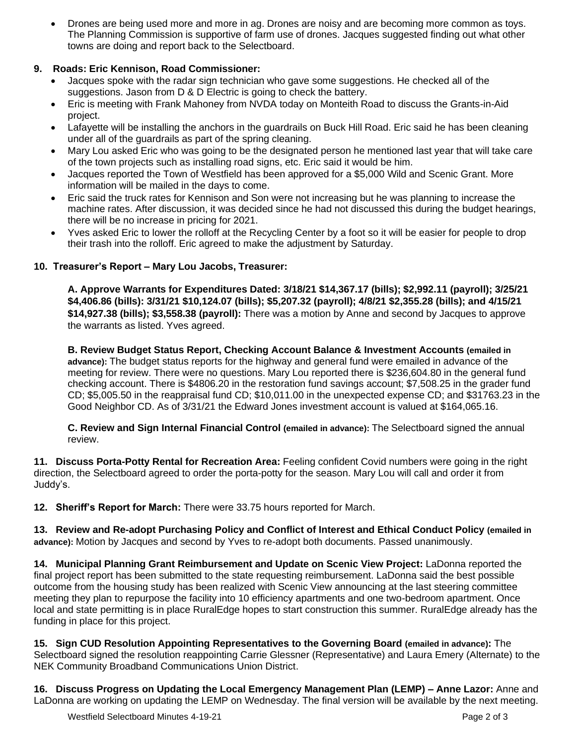- Drones are being used more and more in ag. Drones are noisy and are becoming more common as toys. The Planning Commission is supportive of farm use of drones. Jacques suggested finding out what other towns are doing and report back to the Selectboard.

**9. Roads: Eric Kennison, Road Commissioner:**

- Jacques spoke with the radar sign technician who gave some suggestions. He checked all of the suggestions. Jason from D & D Electric is going to check the battery.
- Eric is meeting with Frank Mahoney from NVDA today on Monteith Road to discuss the Grants-in-Aid project.
- Lafayette will be installing the anchors in the guardrails on Buck Hill Road. Eric said he has been cleaning under all of the guardrails as part of the spring cleaning.
- Mary Lou asked Eric who was going to be the designated person he mentioned last year that will take care of the town projects such as installing road signs, etc. Eric said it would be him.
- Jacques reported the Town of Westfield has been approved for a $5,000 Wild and Scenic Grant. More information will be mailed in the days to come.
- Eric said the truck rates for Kennison and Son were not increasing but he was planning to increase the machine rates. After discussion, it was decided since he had not discussed this during the budget hearings, there will be no increase in pricing for 2021.
- Yves asked Eric to lower the rolloff at the Recycling Center by a foot so it will be easier for people to drop their trash into the rolloff. Eric agreed to make the adjustment by Saturday.

**10. Treasurer's Report – Mary Lou Jacobs, Treasurer:**

**A. Approve Warrants for Expenditures Dated: 3/18/21 $14,367.17 (bills); $2,992.11 (payroll); 3/25/21 $4,406.86 (bills): 3/31/21 $10,124.07 (bills); $5,207.32 (payroll); 4/8/21 $2,355.28 (bills); and 4/15/21 $14,927.38 (bills); $3,558.38 (payroll):** There was a motion by Anne and second by Jacques to approve the warrants as listed. Yves agreed.

**B. Review Budget Status Report, Checking Account Balance & Investment Accounts (emailed in advance):** The budget status reports for the highway and general fund were emailed in advance of the meeting for review. There were no questions. Mary Lou reported there is $236,604.80 in the general fund checking account. There is $4806.20 in the restoration fund savings account; $7,508.25 in the grader fund CD; $5,005.50 in the reappraisal fund CD; $10,011.00 in the unexpected expense CD; and $31763.23 in the Good Neighbor CD. As of 3/31/21 the Edward Jones investment account is valued at $164,065.16.

**C. Review and Sign Internal Financial Control (emailed in advance):** The Selectboard signed the annual review.

**11. Discuss Porta-Potty Rental for Recreation Area:** Feeling confident Covid numbers were going in the right direction, the Selectboard agreed to order the porta-potty for the season. Mary Lou will call and order it from Juddy's.

**12. Sheriff's Report for March:** There were 33.75 hours reported for March.

**13. Review and Re-adopt Purchasing Policy and Conflict of Interest and Ethical Conduct Policy (emailed in advance):** Motion by Jacques and second by Yves to re-adopt both documents. Passed unanimously.

**14. Municipal Planning Grant Reimbursement and Update on Scenic View Project:** LaDonna reported the final project report has been submitted to the state requesting reimbursement. LaDonna said the best possible outcome from the housing study has been realized with Scenic View announcing at the last steering committee meeting they plan to repurpose the facility into 10 efficiency apartments and one two-bedroom apartment. Once local and state permitting is in place RuralEdge hopes to start construction this summer. RuralEdge already has the funding in place for this project.

**15. Sign CUD Resolution Appointing Representatives to the Governing Board (emailed in advance):** The Selectboard signed the resolution reappointing Carrie Glessner (Representative) and Laura Emery (Alternate) to the NEK Community Broadband Communications Union District.

**16. Discuss Progress on Updating the Local Emergency Management Plan (LEMP) – Anne Lazor:** Anne and LaDonna are working on updating the LEMP on Wednesday. The final version will be available by the next meeting.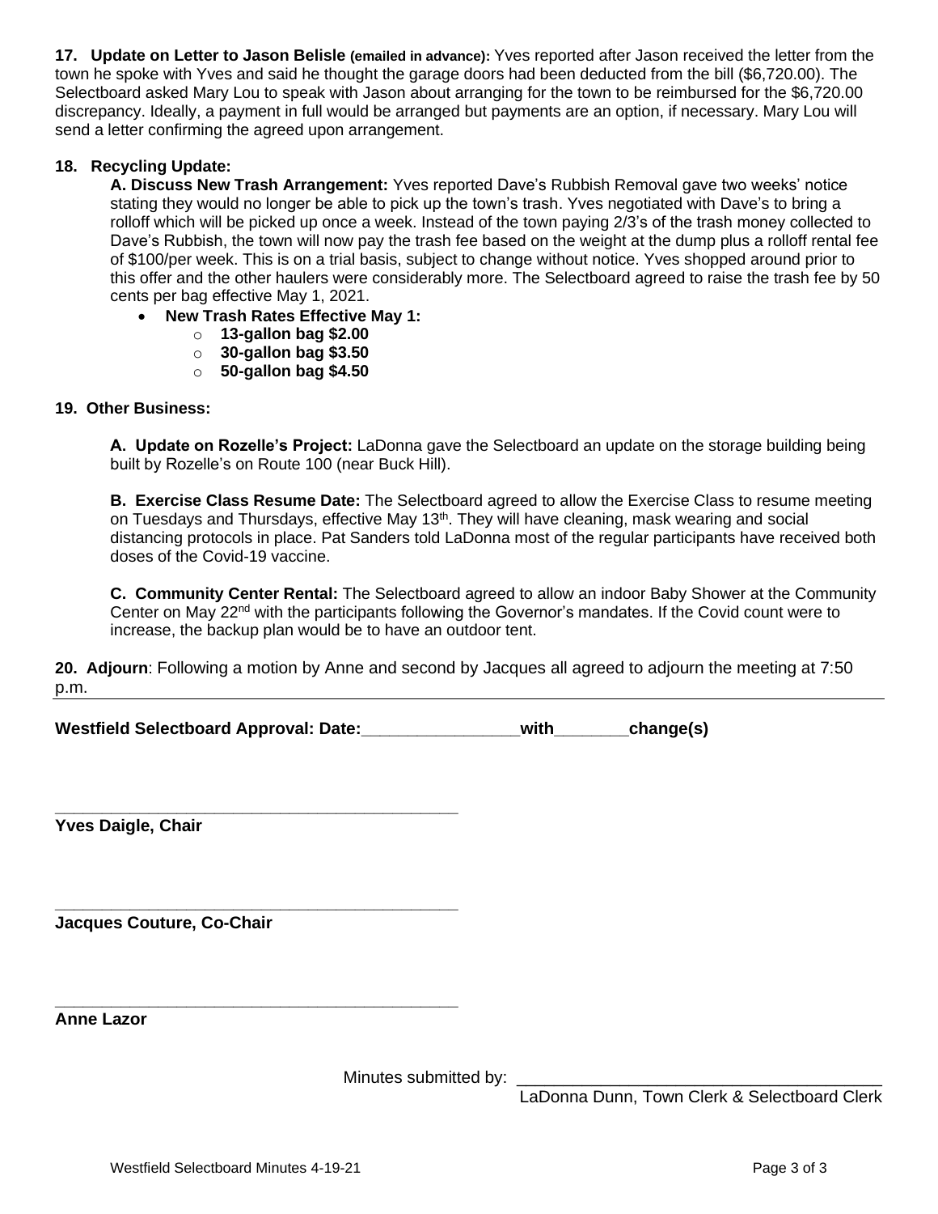**17. Update on Letter to Jason Belisle (emailed in advance):** Yves reported after Jason received the letter from the town he spoke with Yves and said he thought the garage doors had been deducted from the bill ($6,720.00). The Selectboard asked Mary Lou to speak with Jason about arranging for the town to be reimbursed for the $6,720.00 discrepancy. Ideally, a payment in full would be arranged but payments are an option, if necessary. Mary Lou will send a letter confirming the agreed upon arrangement.

**18. Recycling Update:**

**A. Discuss New Trash Arrangement:** Yves reported Dave's Rubbish Removal gave two weeks' notice stating they would no longer be able to pick up the town's trash. Yves negotiated with Dave's to bring a rolloff which will be picked up once a week. Instead of the town paying 2/3's of the trash money collected to Dave's Rubbish, the town will now pay the trash fee based on the weight at the dump plus a rolloff rental fee of $100/per week. This is on a trial basis, subject to change without notice. Yves shopped around prior to this offer and the other haulers were considerably more. The Selectboard agreed to raise the trash fee by 50 cents per bag effective May 1, 2021.

- **New Trash Rates Effective May 1:**
  - **13-gallon bag $2.00**
  - **30-gallon bag $3.50**
  - **50-gallon bag $4.50**

**19. Other Business:**

**A. Update on Rozelle's Project:** LaDonna gave the Selectboard an update on the storage building being built by Rozelle's on Route 100 (near Buck Hill).

**B. Exercise Class Resume Date:** The Selectboard agreed to allow the Exercise Class to resume meeting on Tuesdays and Thursdays, effective May 13th. They will have cleaning, mask wearing and social distancing protocols in place. Pat Sanders told LaDonna most of the regular participants have received both doses of the Covid-19 vaccine.

**C. Community Center Rental:** The Selectboard agreed to allow an indoor Baby Shower at the Community Center on May 22nd with the participants following the Governor's mandates. If the Covid count were to increase, the backup plan would be to have an outdoor tent.

**20. Adjourn**: Following a motion by Anne and second by Jacques all agreed to adjourn the meeting at 7:50 p.m.

---

**Westfield Selectboard Approval: Date:\_\_\_\_\_\_\_\_\_\_\_\_\_\_\_\_\_with\_\_\_\_\_\_\_\_change(s)**

\_\_\_\_\_\_\_\_\_\_\_\_\_\_\_\_\_\_\_\_\_\_\_\_\_\_\_\_\_\_\_\_\_\_\_\_\_\_\_\_\_\_\_\_

**Yves Daigle, Chair**

\_\_\_\_\_\_\_\_\_\_\_\_\_\_\_\_\_\_\_\_\_\_\_\_\_\_\_\_\_\_\_\_\_\_\_\_\_\_\_\_\_\_\_\_

**Jacques Couture, Co-Chair**

\_\_\_\_\_\_\_\_\_\_\_\_\_\_\_\_\_\_\_\_\_\_\_\_\_\_\_\_\_\_\_\_\_\_\_\_\_\_\_\_\_\_\_\_

**Anne Lazor**

Minutes submitted by: \_\_\_\_\_\_\_\_\_\_\_\_\_\_\_\_\_\_\_\_\_\_\_\_\_\_\_\_\_\_\_\_\_\_\_\_\_\_\_\_

LaDonna Dunn, Town Clerk & Selectboard Clerk